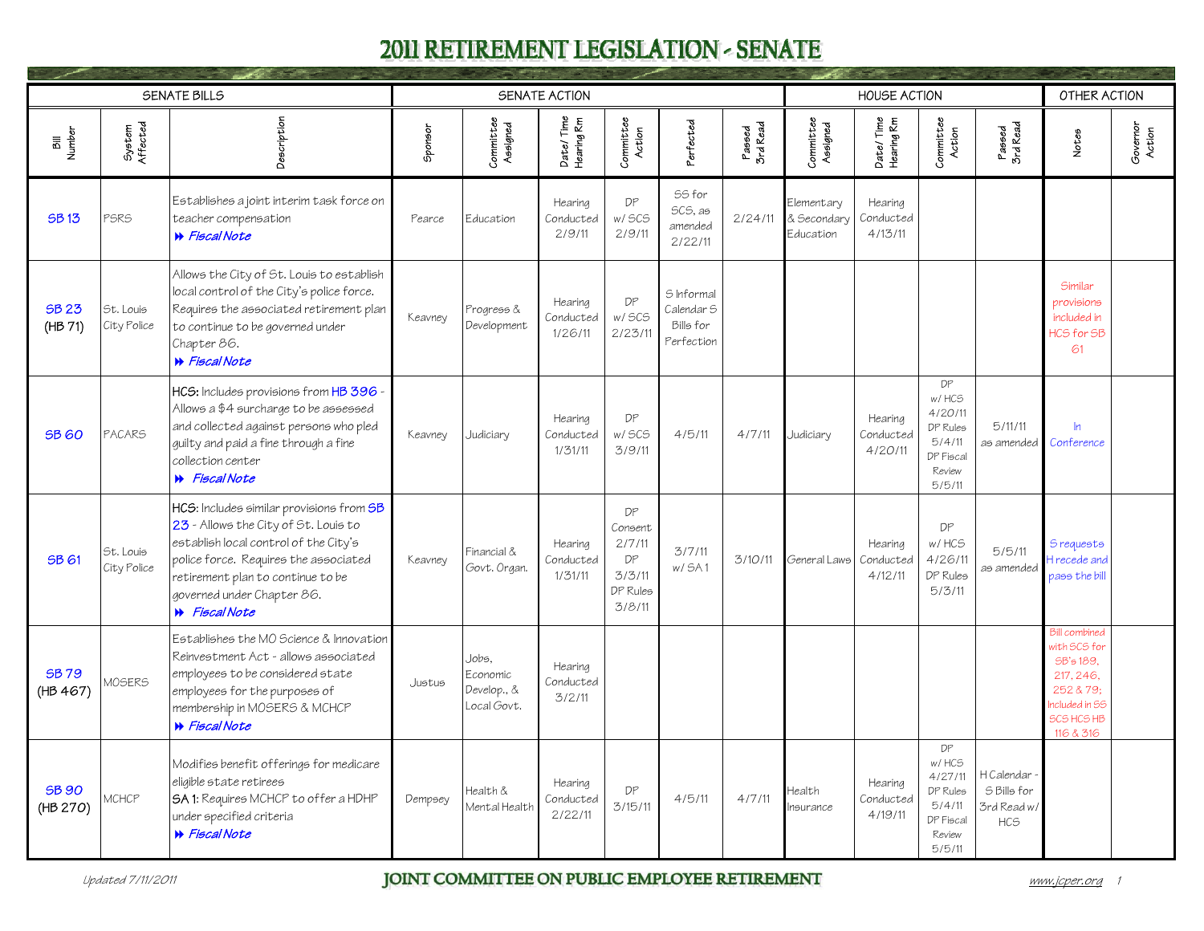# 2011 RETIREMENT LEGISLATION - SENATE

| SENATE BILLS | | | SENATE ACTION | | | | | | HOUSE ACTION | | | | OTHER ACTION | |
|---|---|---|---|---|---|---|---|---|---|---|---|---|---|---|
| Bill Number | System Affected | Description | Sponsor | Committee Assigned | Date/Time Hearing Rm | Committee Action | Perfected | Passed 3rd Read | Committee Assigned | Date/Time Hearing Rm | Committee Action | Passed 3rd Read | Notes | Governor Action |
| SB 13 | PSRS | Establishes a joint interim task force on teacher compensation ⏩ *Fiscal Note* | Pearce | Education | Hearing Conducted 2/9/11 | DP w/ SCS 2/9/11 | SS for SCS, as amended 2/22/11 | 2/24/11 | Elementary & Secondary Education | Hearing Conducted 4/13/11 | | | | |
| SB 23 (HB 71) | St. Louis City Police | Allows the City of St. Louis to establish local control of the City's police force. Requires the associated retirement plan to continue to be governed under Chapter 86. ⏩ *Fiscal Note* | Keavney | Progress & Development | Hearing Conducted 1/26/11 | DP w/ SCS 2/23/11 | S Informal Calendar S Bills for Perfection | | | | | | Similar provisions included in HCS for SB 61 | |
| SB 60 | PACARS | HCS: Includes provisions from HB 396 - Allows a $4 surcharge to be assessed and collected against persons who pled guilty and paid a fine through a fine collection center ⏩ *Fiscal Note* | Keavney | Judiciary | Hearing Conducted 1/31/11 | DP w/ SCS 3/9/11 | 4/5/11 | 4/7/11 | Judiciary | Hearing Conducted 4/20/11 | DP w/ HCS 4/20/11 DP Rules 5/4/11 DP Fiscal Review 5/5/11 | 5/11/11 as amended | In Conference | |
| SB 61 | St. Louis City Police | HCS: Includes similar provisions from SB 23 - Allows the City of St. Louis to establish local control of the City's police force. Requires the associated retirement plan to continue to be governed under Chapter 86. ⏩ *Fiscal Note* | Keavney | Financial & Govt. Organ. | Hearing Conducted 1/31/11 | DP Consent 2/7/11 DP 3/3/11 DP Rules 3/8/11 | 3/7/11 w/ SA 1 | 3/10/11 | General Laws | Hearing Conducted 4/12/11 | DP w/ HCS 4/26/11 DP Rules 5/3/11 | 5/5/11 as amended | S requests H recede and pass the bill | |
| SB 79 (HB 467) | MOSERS | Establishes the MO Science & Innovation Reinvestment Act - allows associated employees to be considered state employees for the purposes of membership in MOSERS & MCHCP ⏩ *Fiscal Note* | Justus | Jobs, Economic Develop., & Local Govt. | Hearing Conducted 3/2/11 | | | | | | | | Bill combined with SCS for SB's 189, 217, 246, 252 & 79; Included in SS SCS HCS HB 116 & 316 | |
| SB 90 (HB 270) | MCHCP | Modifies benefit offerings for medicare eligible state retirees SA 1: Requires MCHCP to offer a HDHP under specified criteria ⏩ *Fiscal Note* | Dempsey | Health & Mental Health | Hearing Conducted 2/22/11 | DP 3/15/11 | 4/5/11 | 4/7/11 | Health Insurance | Hearing Conducted 4/19/11 | DP w/ HCS 4/27/11 DP Rules 5/4/11 DP Fiscal Review 5/5/11 | H Calendar - S Bills for 3rd Read w/ HCS | | |

Updated 7/11/2011

JOINT COMMITTEE ON PUBLIC EMPLOYEE RETIREMENT

www.jcper.org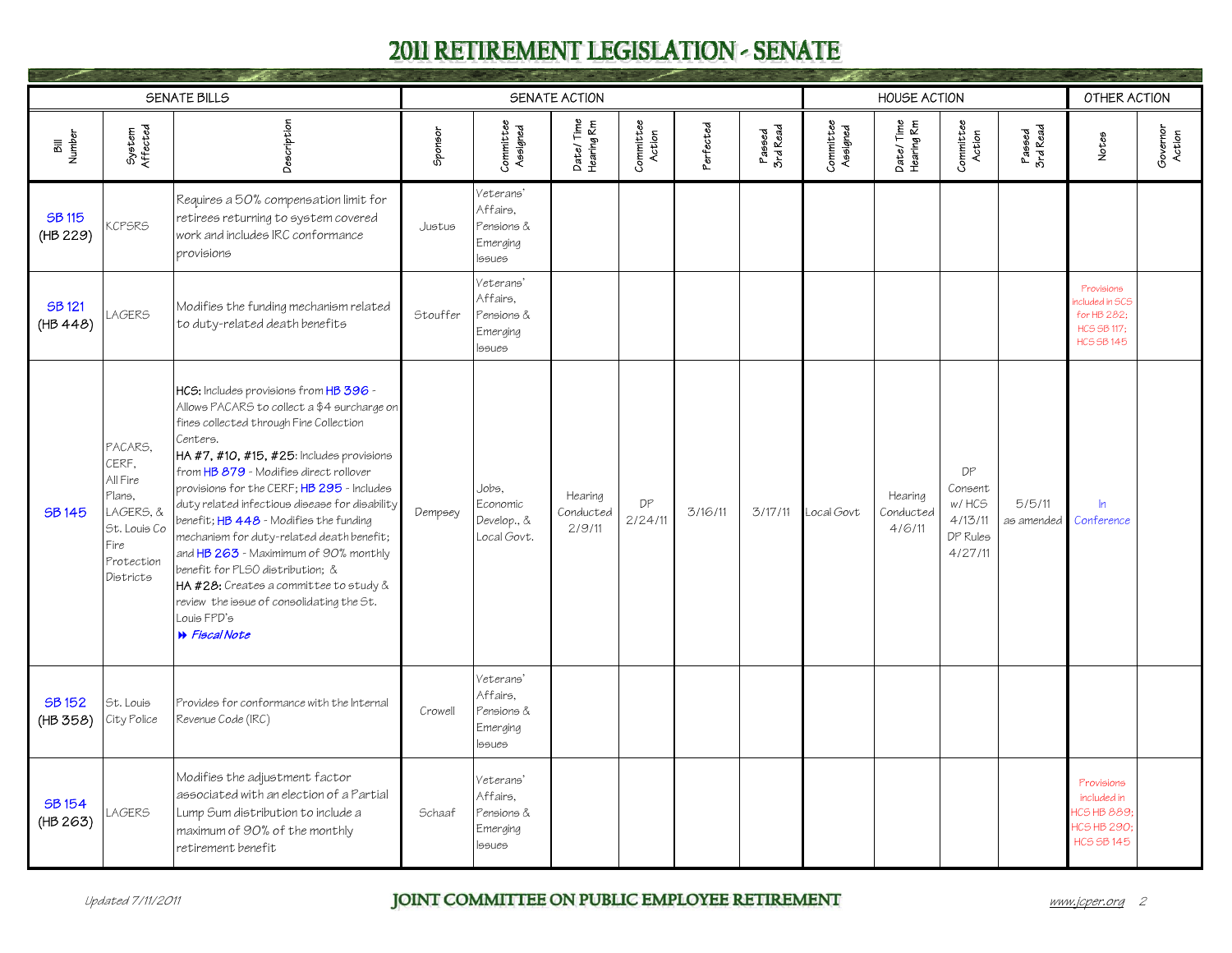# 2011 RETIREMENT LEGISLATION - SENATE

| SENATE BILLS | | | SENATE ACTION | | | | | | HOUSE ACTION | | | | OTHER ACTION | |
|---|---|---|---|---|---|---|---|---|---|---|---|---|---|---|
| Bill Number | System Affected | Description | Sponsor | Committee Assigned | Date/Time Hearing Rm | Committee Action | Perfected | Passed 3rd Read | Committee Assigned | Date/Time Hearing Rm | Committee Action | Passed 3rd Read | Notes | Governor Action |
| SB 115 (HB 229) | KCPSRS | Requires a 50% compensation limit for retirees returning to system covered work and includes IRC conformance provisions | Justus | Veterans' Affairs, Pensions & Emerging Issues | | | | | | | | | | |
| SB 121 (HB 448) | LAGERS | Modifies the funding mechanism related to duty-related death benefits | Stouffer | Veterans' Affairs, Pensions & Emerging Issues | | | | | | | | | Provisions included in SCS for HB 282; HCS SB 117; HCS SB 145 | |
| SB 145 | PACARS, CERF, All Fire Plans, LAGERS, & St. Louis Co Fire Protection Districts | **HCS:** Includes provisions from HB 396 - Allows PACARS to collect a $4 surcharge on fines collected through Fine Collection Centers. **HA #7, #10, #15, #25:** Includes provisions from HB 879 - Modifies direct rollover provisions for the CERF; HB 295 - Includes duty related infectious disease for disability benefit; HB 448 - Modifies the funding mechanism for duty-related death benefit; and HB 263 - Maximimum of 90% monthly benefit for PLSO distribution; & **HA #28:** Creates a committee to study & review the issue of consolidating the St. Louis FPD's *Fiscal Note* | Dempsey | Jobs, Economic Develop., & Local Govt. | Hearing Conducted 2/9/11 | DP 2/24/11 | 3/16/11 | 3/17/11 | Local Govt | Hearing Conducted 4/6/11 | DP Consent w/ HCS 4/13/11 DP Rules 4/27/11 | 5/5/11 as amended | In Conference | |
| SB 152 (HB 358) | St. Louis City Police | Provides for conformance with the Internal Revenue Code (IRC) | Crowell | Veterans' Affairs, Pensions & Emerging Issues | | | | | | | | | | |
| SB 154 (HB 263) | LAGERS | Modifies the adjustment factor associated with an election of a Partial Lump Sum distribution to include a maximum of 90% of the monthly retirement benefit | Schaaf | Veterans' Affairs, Pensions & Emerging Issues | | | | | | | | | Provisions included in HCS HB 889; HCS HB 290; HCS SB 145 | |

Updated 7/11/2011

JOINT COMMITTEE ON PUBLIC EMPLOYEE RETIREMENT

www.jcper.org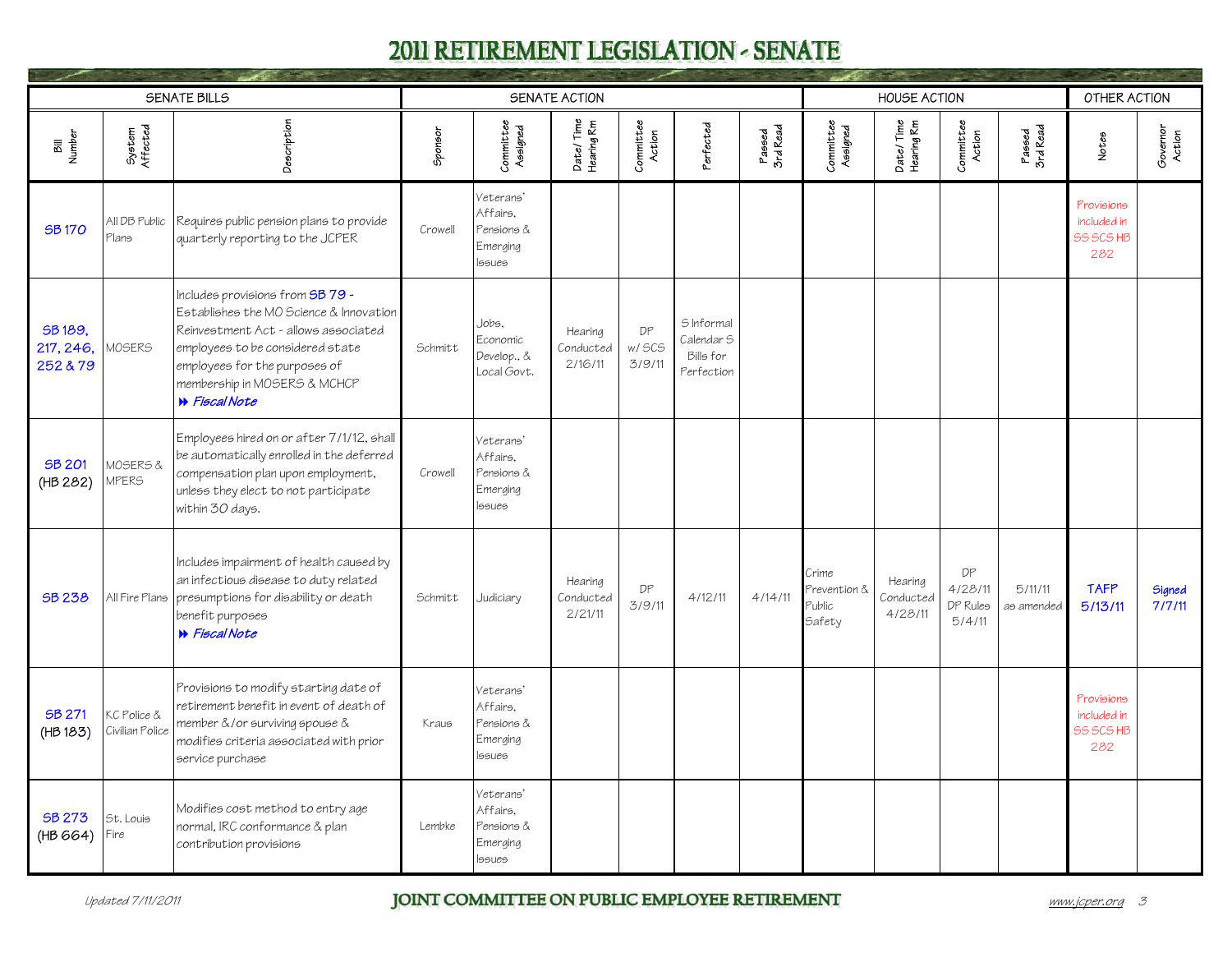# 2011 RETIREMENT LEGISLATION - SENATE

| SENATE BILLS | | | SENATE ACTION | | | | | | HOUSE ACTION | | | | OTHER ACTION | |
|---|---|---|---|---|---|---|---|---|---|---|---|---|---|---|
| Bill Number | System Affected | Description | Sponsor | Committee Assigned | Date/Time Hearing Rm | Committee Action | Perfected | Passed 3rd Read | Committee Assigned | Date/Time Hearing Rm | Committee Action | Passed 3rd Read | Notes | Governor Action |
| SB 170 | All DB Public Plans | Requires public pension plans to provide quarterly reporting to the JCPER | Crowell | Veterans' Affairs, Pensions & Emerging Issues | | | | | | | | | Provisions included in SS SCS HB 282 | |
| SB 189, 217, 246, 252 & 79 | MOSERS | Includes provisions from SB 79 - Establishes the MO Science & Innovation Reinvestment Act - allows associated state employees to be considered state employees for the purposes of membership in MOSERS & MCHCP ▸▸ *Fiscal Note* | Schmitt | Jobs, Economic Develop., & Local Govt. | Hearing Conducted 2/16/11 | DP w/ SCS 3/9/11 | S Informal Calendar S Bills for Perfection | | | | | | | |
| SB 201 (HB 282) | MOSERS & MPERS | Employees hired on or after 7/1/12, shall be automatically enrolled in the deferred compensation plan upon employment, unless they elect to not participate within 30 days. | Crowell | Veterans' Affairs, Pensions & Emerging Issues | | | | | | | | | | |
| SB 238 | All Fire Plans | Includes impairment of health caused by an infectious disease to duty related presumptions for disability or death benefit purposes ▸▸ *Fiscal Note* | Schmitt | Judiciary | Hearing Conducted 2/21/11 | DP 3/9/11 | 4/12/11 | 4/14/11 | Crime Prevention & Public Safety | Hearing Conducted 4/28/11 | DP 4/28/11 DP Rules 5/4/11 | 5/11/11 as amended | TAFP 5/13/11 | Signed 7/7/11 |
| SB 271 (HB 183) | KC Police & Civilian Police | Provisions to modify starting date of retirement benefit in event of death of member &/or surviving spouse & modifies criteria associated with prior service purchase | Kraus | Veterans' Affairs, Pensions & Emerging Issues | | | | | | | | | Provisions included in SS SCS HB 282 | |
| SB 273 (HB 664) | St. Louis Fire | Modifies cost method to entry age normal, IRC conformance & plan contribution provisions | Lembke | Veterans' Affairs, Pensions & Emerging Issues | | | | | | | | | | |

*Updated 7/11/2011* JOINT COMMITTEE ON PUBLIC EMPLOYEE RETIREMENT www.jcper.org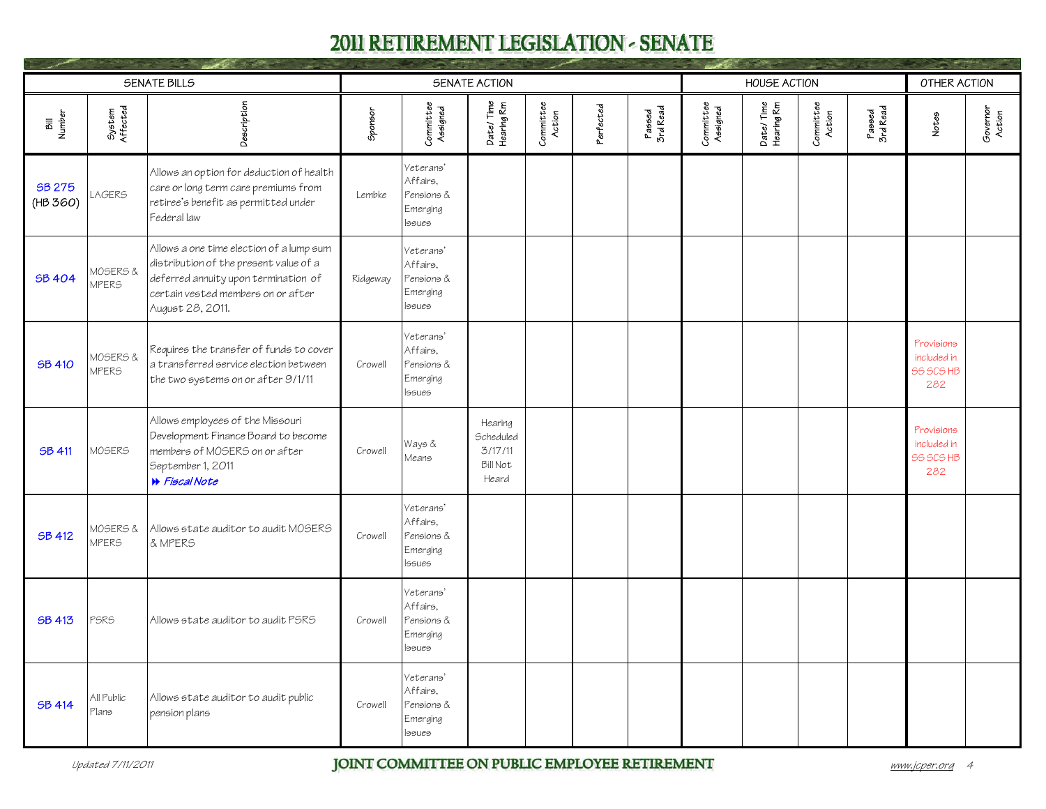# 2011 RETIREMENT LEGISLATION - SENATE

| SENATE BILLS | | | SENATE ACTION | | | | | | HOUSE ACTION | | | | OTHER ACTION | |
|---|---|---|---|---|---|---|---|---|---|---|---|---|---|---|
| Bill Number | System Affected | Description | Sponsor | Committee Assigned | Date/Time Hearing Rm | Committee Action | Perfected | Passed 3rd Read | Committee Assigned | Date/Time Hearing Rm | Committee Action | Passed 3rd Read | Notes | Governor Action |
| SB 275 (HB 360) | LAGERS | Allows an option for deduction of health care or long term care premiums from retiree's benefit as permitted under Federal law | Lembke | Veterans' Affairs, Pensions & Emerging Issues | | | | | | | | | | |
| SB 404 | MOSERS & MPERS | Allows a one time election of a lump sum distribution of the present value of a deferred annuity upon termination of certain vested members on or after August 28, 2011. | Ridgeway | Veterans' Affairs, Pensions & Emerging Issues | | | | | | | | | | |
| SB 410 | MOSERS & MPERS | Requires the transfer of funds to cover a transferred service election between the two systems on or after 9/1/11 | Crowell | Veterans' Affairs, Pensions & Emerging Issues | | | | | | | | | Provisions included in SS SCS HB 282 | |
| SB 411 | MOSERS | Allows employees of the Missouri Development Finance Board to become members of MOSERS on or after September 1, 2011 *Fiscal Note* | Crowell | Ways & Means | Hearing Scheduled 3/17/11 Bill Not Heard | | | | | | | | Provisions included in SS SCS HB 282 | |
| SB 412 | MOSERS & MPERS | Allows state auditor to audit MOSERS & MPERS | Crowell | Veterans' Affairs, Pensions & Emerging Issues | | | | | | | | | | |
| SB 413 | PSRS | Allows state auditor to audit PSRS | Crowell | Veterans' Affairs, Pensions & Emerging Issues | | | | | | | | | | |
| SB 414 | All Public Plans | Allows state auditor to audit public pension plans | Crowell | Veterans' Affairs, Pensions & Emerging Issues | | | | | | | | | | |

*Updated 7/11/2011*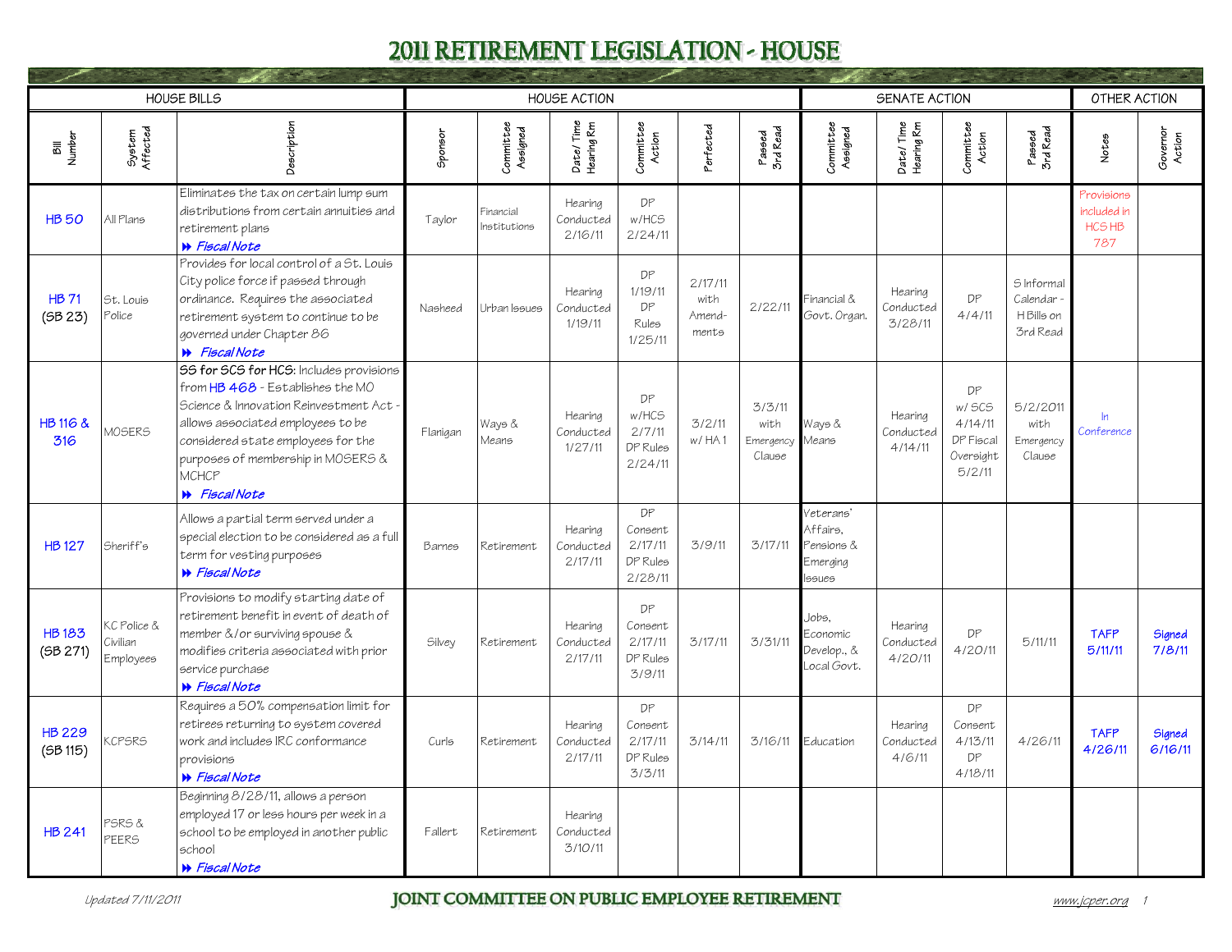# 2011 RETIREMENT LEGISLATION - HOUSE

| HOUSE BILLS | | | HOUSE ACTION | | | | | | SENATE ACTION | | | | OTHER ACTION | |
|---|---|---|---|---|---|---|---|---|---|---|---|---|---|---|
| Bill Number | System Affected | Description | Sponsor | Committee Assigned | Date/Time Hearing Rm | Committee Action | Perfected | Passed 3rd Read | Committee Assigned | Date/Time Hearing Rm | Committee Action | Passed 3rd Read | Notes | Governor Action |
| HB 50 | All Plans | Eliminates the tax on certain lump sum distributions from certain annuities and retirement plans ⏩ *Fiscal Note* | Taylor | Financial Institutions | Hearing Conducted 2/16/11 | DP w/HCS 2/24/11 | | | | | | | Provisions included in HCS HB 787 | |
| HB 71 (SB 23) | St. Louis Police | Provides for local control of a St. Louis City police force if passed through ordinance. Requires the associated retirement system to continue to be governed under Chapter 86 ⏩ *Fiscal Note* | Nasheed | Urban Issues | Hearing Conducted 1/19/11 | DP 1/19/11 DP Rules 1/25/11 | 2/17/11 with Amend-ments | 2/22/11 | Financial & Govt. Organ. | Hearing Conducted 3/28/11 | DP 4/4/11 | S Informal Calendar - H Bills on 3rd Read | | |
| HB 116 & 316 | MOSERS | **SS for SCS for HCS**: Includes provisions from HB 468 - Establishes the MO Science & Innovation Reinvestment Act - allows associated employees to be considered state employees for the purposes of membership in MOSERS & MCHCP ⏩ *Fiscal Note* | Flanigan | Ways & Means | Hearing Conducted 1/27/11 | DP w/HCS 2/7/11 DP Rules 2/24/11 | 3/2/11 w/ HA 1 | 3/3/11 with Emergency Clause | Ways & Means | Hearing Conducted 4/14/11 | DP w/ SCS 4/14/11 DP Fiscal Oversight 5/2/11 | 5/2/2011 with Emergency Clause | In Conference | |
| HB 127 | Sheriff's | Allows a partial term served under a special election to be considered as a full term for vesting purposes ⏩ *Fiscal Note* | Barnes | Retirement | Hearing Conducted 2/17/11 | DP Consent 2/17/11 DP Rules 2/28/11 | 3/9/11 | 3/17/11 | Veterans' Affairs, Pensions & Emerging Issues | | | | | |
| HB 183 (SB 271) | KC Police & Civilian Employees | Provisions to modify starting date of retirement benefit in event of death of member &/or surviving spouse & modifies criteria associated with prior service purchase ⏩ *Fiscal Note* | Silvey | Retirement | Hearing Conducted 2/17/11 | DP Consent 2/17/11 DP Rules 3/9/11 | 3/17/11 | 3/31/11 | Jobs, Economic Develop., & Local Govt. | Hearing Conducted 4/20/11 | DP 4/20/11 | 5/11/11 | **TAFP 5/11/11** | ***Signed 7/8/11*** |
| HB 229 (SB 115) | KCPSRS | Requires a 50% compensation limit for retirees returning to system covered work and includes IRC conformance provisions ⏩ *Fiscal Note* | Curls | Retirement | Hearing Conducted 2/17/11 | DP Consent 2/17/11 DP Rules 3/3/11 | 3/14/11 | 3/16/11 | Education | Hearing Conducted 4/6/11 | DP Consent 4/13/11 DP 4/18/11 | 4/26/11 | **TAFP 4/26/11** | ***Signed 6/16/11*** |
| HB 241 | PSRS & PEERS | Beginning 8/28/11, allows a person employed 17 or less hours per week in a school to be employed in another public school ⏩ *Fiscal Note* | Fallert | Retirement | Hearing Conducted 3/10/11 | | | | | | | | | |

*Updated 7/11/2011* — JOINT COMMITTEE ON PUBLIC EMPLOYEE RETIREMENT — www.jcper.org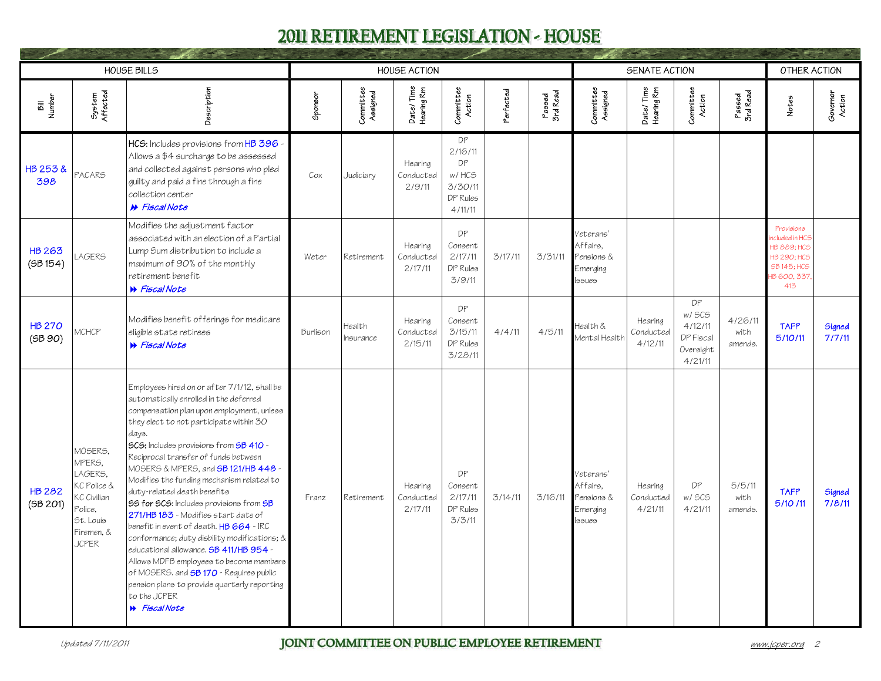# 2011 RETIREMENT LEGISLATION - HOUSE

| HOUSE BILLS | | | HOUSE ACTION | | | | | | SENATE ACTION | | | | OTHER ACTION | |
|---|---|---|---|---|---|---|---|---|---|---|---|---|---|---|
| Bill Number | System Affected | Description | Sponsor | Committee Assigned | Date/Time Hearing Rm | Committee Action | Perfected | Passed 3rd Read | Committee Assigned | Date/Time Hearing Rm | Committee Action | Passed 3rd Read | Notes | Governor Action |
| HB 253 & 398 | PACARS | HCS: Includes provisions from HB 396 - Allows a $4 surcharge to be assessed and collected against persons who pled guilty and paid a fine through a fine collection center ⏩ *Fiscal Note* | Cox | Judiciary | Hearing Conducted 2/9/11 | DP 2/16/11 DP w/ HCS 3/30/11 DP Rules 4/11/11 | | | | | | | | |
| HB 263 (SB 154) | LAGERS | Modifies the adjustment factor associated with an election of a Partial Lump Sum distribution to include a maximum of 90% of the monthly retirement benefit ⏩ *Fiscal Note* | Weter | Retirement | Hearing Conducted 2/17/11 | DP Consent 2/17/11 DP Rules 3/9/11 | 3/17/11 | 3/31/11 | Veterans' Affairs, Pensions & Emerging Issues | | | | Provisions included in HCS HB 889; HCS HB 290; HCS SB 145; HCS HB 600, 337, 413 | |
| HB 270 (SB 90) | MCHCP | Modifies benefit offerings for medicare eligible state retirees ⏩ *Fiscal Note* | Burlison | Health Insurance | Hearing Conducted 2/15/11 | DP Consent 3/15/11 DP Rules 3/28/11 | 4/4/11 | 4/5/11 | Health & Mental Health | Hearing Conducted 4/12/11 | DP w/ SCS 4/12/11 DP Fiscal Oversight 4/21/11 | 4/26/11 with amends. | TAFP 5/10/11 | Signed 7/7/11 |
| HB 282 (SB 201) | MOSERS, MPERS, LAGERS, KC Police & KC Civilian Police, St. Louis Firemen, & JCPER | Employees hired on or after 7/1/12, shall be automatically enrolled in the deferred compensation plan upon employment, unless they elect to not participate within 30 days. SCS: Includes provisions from SB 410 - Reciprocal transfer of funds between MOSERS & MPERS, and SB 121/HB 448 - Modifies the funding mechanism related to duty-related death benefits SS for SCS: Includes provisions from SB 271/HB 183 - Modifies start date of benefit in event of death. HB 664 - IRC conformance; duty disbility modifications; & educational allowance. SB 411/HB 954 - Allows MDFB employees to become members of MOSERS. and SB 170 - Requires public pension plans to provide quarterly reporting to the JCPER ⏩ *Fiscal Note* | Franz | Retirement | Hearing Conducted 2/17/11 | DP Consent 2/17/11 DP Rules 3/3/11 | 3/14/11 | 3/16/11 | Veterans' Affairs, Pensions & Emerging Issues | Hearing Conducted 4/21/11 | DP w/ SCS 4/21/11 | 5/5/11 with amends. | TAFP 5/10 /11 | Signed 7/8/11 |

*Updated 7/11/2011* JOINT COMMITTEE ON PUBLIC EMPLOYEE RETIREMENT www.jcper.org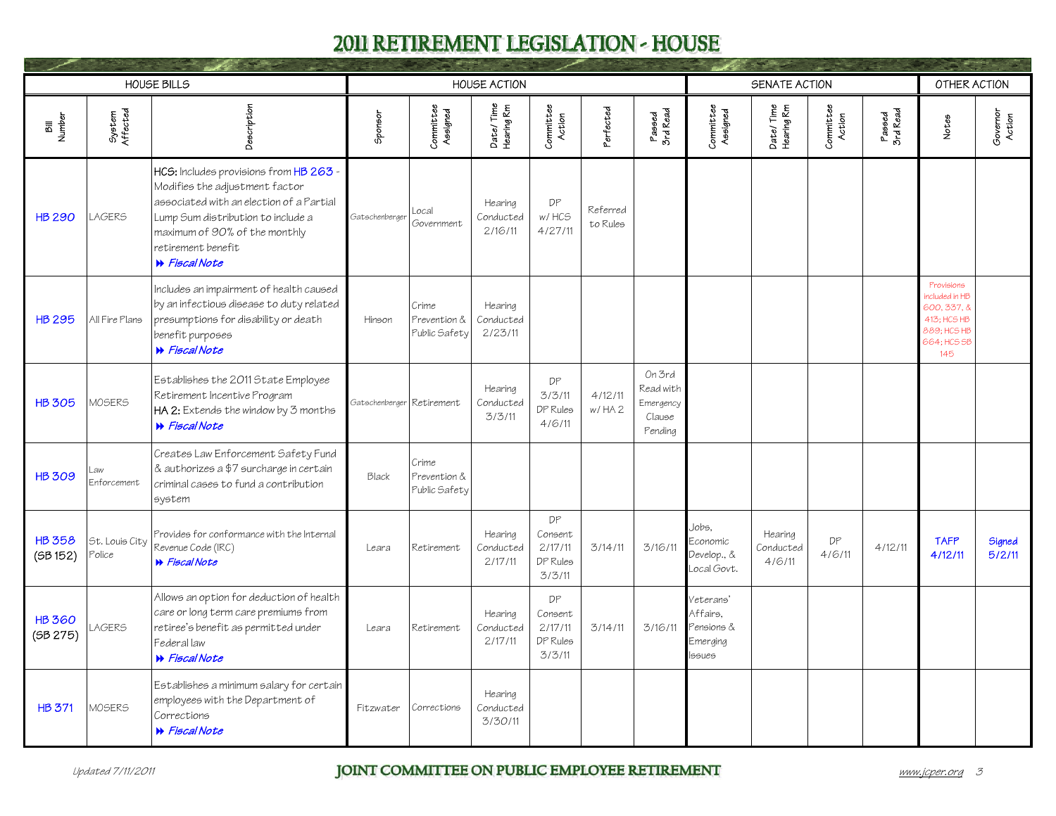# 2011 RETIREMENT LEGISLATION - HOUSE

| HOUSE BILLS | | | HOUSE ACTION | | | | | | SENATE ACTION | | | | OTHER ACTION | |
|---|---|---|---|---|---|---|---|---|---|---|---|---|---|---|
| Bill Number | System Affected | Description | Sponsor | Committee Assigned | Date/ Time Hearing Rm | Committee Action | Perfected | Passed 3rd Read | Committee Assigned | Date/ Time Hearing Rm | Committee Action | Passed 3rd Read | Notes | Governor Action |
| HB 290 | LAGERS | HCS: Includes provisions from HB 263 - Modifies the adjustment factor associated with an election of a Partial Lump Sum distribution to include a maximum of 90% of the monthly retirement benefit ⏩ *Fiscal Note* | Gatschenberger | Local Government | Hearing Conducted 2/16/11 | DP w/ HCS 4/27/11 | Referred to Rules | | | | | | | |
| HB 295 | All Fire Plans | Includes an impairment of health caused by an infectious disease to duty related presumptions for disability or death benefit purposes ⏩ *Fiscal Note* | Hinson | Crime Prevention & Public Safety | Hearing Conducted 2/23/11 | | | | | | | | Provisions included in HB 600, 337, & 413; HCS HB 889; HCS HB 664; HCS SB 145 | |
| HB 305 | MOSERS | Establishes the 2011 State Employee Retirement Incentive Program HA 2: Extends the window by 3 months ⏩ *Fiscal Note* | Gatschenberger | Retirement | Hearing Conducted 3/3/11 | DP 3/3/11 DP Rules 4/6/11 | 4/12/11 w/ HA 2 | On 3rd Read with Emergency Clause Pending | | | | | | |
| HB 309 | Law Enforcement | Creates Law Enforcement Safety Fund & authorizes a $7 surcharge in certain criminal cases to fund a contribution system | Black | Crime Prevention & Public Safety | | | | | | | | | | |
| HB 358 (SB 152) | St. Louis City Police | Provides for conformance with the Internal Revenue Code (IRC) ⏩ *Fiscal Note* | Leara | Retirement | Hearing Conducted 2/17/11 | DP Consent 2/17/11 DP Rules 3/3/11 | 3/14/11 | 3/16/11 | Jobs, Economic Develop., & Local Govt. | Hearing Conducted 4/6/11 | DP 4/6/11 | 4/12/11 | TAFP 4/12/11 | Signed 5/2/11 |
| HB 360 (SB 275) | LAGERS | Allows an option for deduction of health care or long term care premiums from retiree's benefit as permitted under Federal law ⏩ *Fiscal Note* | Leara | Retirement | Hearing Conducted 2/17/11 | DP Consent 2/17/11 DP Rules 3/3/11 | 3/14/11 | 3/16/11 | Veterans' Affairs, Pensions & Emerging Issues | | | | | |
| HB 371 | MOSERS | Establishes a minimum salary for certain employees with the Department of Corrections ⏩ *Fiscal Note* | Fitzwater | Corrections | Hearing Conducted 3/30/11 | | | | | | | | | |

Updated 7/11/2011

JOINT COMMITTEE ON PUBLIC EMPLOYEE RETIREMENT

www.jcper.org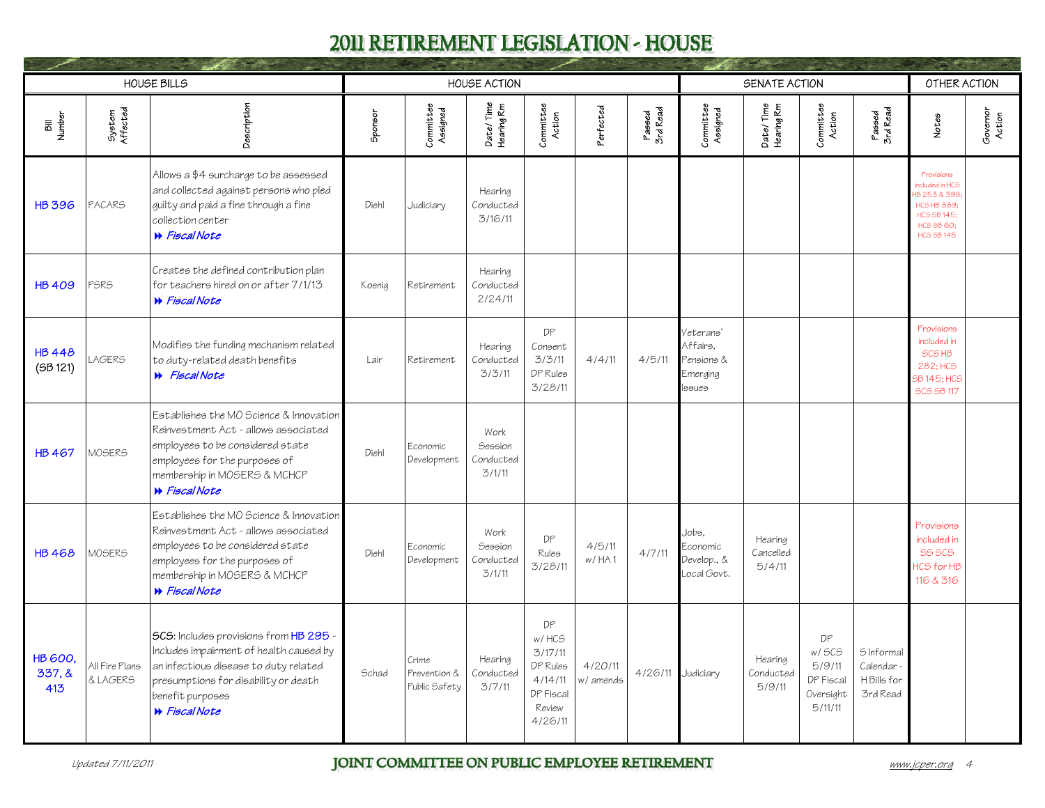# 2011 RETIREMENT LEGISLATION - HOUSE

| HOUSE BILLS | | | HOUSE ACTION | | | | | | SENATE ACTION | | | | OTHER ACTION | |
|---|---|---|---|---|---|---|---|---|---|---|---|---|---|---|
| Bill Number | System Affected | Description | Sponsor | Committee Assigned | Date/Time Hearing Rm | Committee Action | Perfected | Passed 3rd Read | Committee Assigned | Date/Time Hearing Rm | Committee Action | Passed 3rd Read | Notes | Governor Action |
| HB 396 | PACARS | Allows a $4 surcharge to be assessed and collected against persons who pled guilty and paid a fine through a fine collection center ⏩ *Fiscal Note* | Diehl | Judiciary | Hearing Conducted 3/16/11 | | | | | | | | Provisions included in HCS HB 253 & 398; HCS HB 889; HCS SB 145; HCS SB 60; HCS SB 145 | |
| HB 409 | PSRS | Creates the defined contribution plan for teachers hired on or after 7/1/13 ⏩ *Fiscal Note* | Koenig | Retirement | Hearing Conducted 2/24/11 | | | | | | | | | |
| HB 448 (SB 121) | LAGERS | Modifies the funding mechanism related to duty-related death benefits ⏩ *Fiscal Note* | Lair | Retirement | Hearing Conducted 3/3/11 | DP Consent 3/3/11 DP Rules 3/28/11 | 4/4/11 | 4/5/11 | Veterans' Affairs, Pensions & Emerging Issues | | | | Provisions included in SCS HB 282; HCS SB 145; HCS SCS SB 117 | |
| HB 467 | MOSERS | Establishes the MO Science & Innovation Reinvestment Act - allows associated employees to be considered state employees for the purposes of membership in MOSERS & MCHCP ⏩ *Fiscal Note* | Diehl | Economic Development | Work Session Conducted 3/1/11 | | | | | | | | | |
| HB 468 | MOSERS | Establishes the MO Science & Innovation Reinvestment Act - allows associated employees to be considered state employees for the purposes of membership in MOSERS & MCHCP ⏩ *Fiscal Note* | Diehl | Economic Development | Work Session Conducted 3/1/11 | DP Rules 3/28/11 | 4/5/11 w/ HA 1 | 4/7/11 | Jobs, Economic Develop., & Local Govt. | Hearing Cancelled 5/4/11 | | | Provisions included in SS SCS HCS for HB 116 & 316 | |
| HB 600, 337, & 413 | All Fire Plans & LAGERS | SCS: Includes provisions from HB 295 - Includes impairment of health caused by an infectious disease to duty related presumptions for disability or death benefit purposes ⏩ *Fiscal Note* | Schad | Crime Prevention & Public Safety | Hearing Conducted 3/7/11 | DP w/ HCS 3/17/11 DP Rules 4/14/11 DP Fiscal Review 4/26/11 | 4/20/11 w/ amends | 4/26/11 | Judiciary | Hearing Conducted 5/9/11 | DP w/ SCS 5/9/11 DP Fiscal Oversight 5/11/11 | S Informal Calendar - H Bills for 3rd Read | | |

*Updated 7/11/2011* JOINT COMMITTEE ON PUBLIC EMPLOYEE RETIREMENT www.jcper.org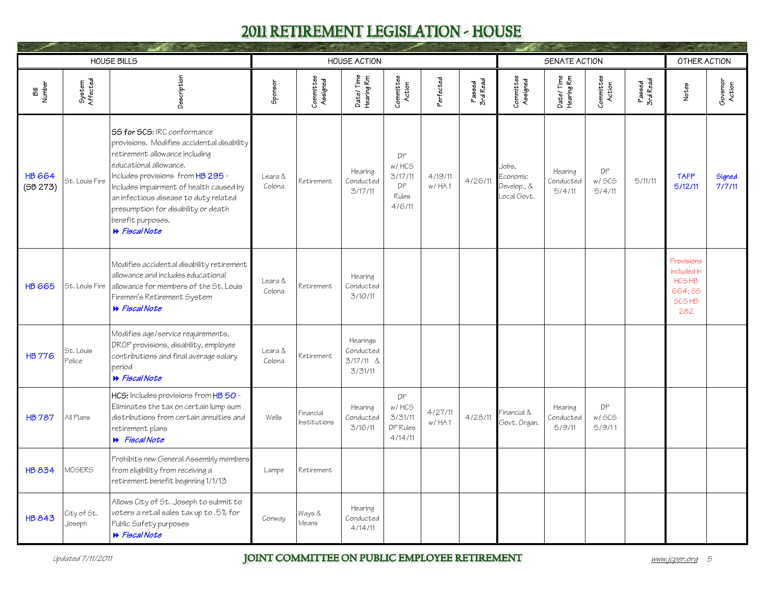# 2011 RETIREMENT LEGISLATION - HOUSE

| HOUSE BILLS | | | HOUSE ACTION | | | | | | SENATE ACTION | | | | OTHER ACTION | |
|---|---|---|---|---|---|---|---|---|---|---|---|---|---|---|
| Bill Number | System Affected | Description | Sponsor | Committee Assigned | Date/Time Hearing Rm | Committee Action | Perfected | Passed 3rd Read | Committee Assigned | Date/Time Hearing Rm | Committee Action | Passed 3rd Read | Notes | Governor Action |
| HB 664 (SB 273) | St. Louis Fire | **SS for SCS:** IRC conformance provisions. Modifies accidental disability retirement allowance including educational allowance. Includes provisions from HB 295 - Includes impairment of health caused by an infectious disease to duty related presumption for disability or death benefit purposes. ⏩ *Fiscal Note* | Leara & Colona | Retirement | Hearing Conducted 3/17/11 | DP w/ HCS 3/17/11 DP Rules 4/6/11 | 4/19/11 w/ HA 1 | 4/26/11 | Jobs, Economic Develop., & Local Govt. | Hearing Conducted 5/4/11 | DP w/ SCS 5/4/11 | 5/11/11 | TAFP 5/12/11 | Signed 7/7/11 |
| HB 665 | St. Louis Fire | Modifies accidental disability retirement allowance and includes educational allowance for members of the St. Louis Firemen's Retirement System ⏩ *Fiscal Note* | Leara & Colona | Retirement | Hearing Conducted 3/10/11 | | | | | | | | Provisions included in HCS HB 664; SS SCS HB 282 | |
| HB 776 | St. Louis Police | Modifies age/service requirements, DROP provisions, disability, employee contributions and final average salary period ⏩ *Fiscal Note* | Leara & Colona | Retirement | Hearings Conducted 3/17/11 & 3/31/11 | | | | | | | | | |
| HB 787 | All Plans | **HCS:** Includes provisions from HB 50 - Eliminates the tax on certain lump sum distributions from certain annuities and retirement plans ⏩ *Fiscal Note* | Wells | Financial Institutions | Hearing Conducted 3/16/11 | DP w/ HCS 3/31/11 DP Rules 4/14/11 | 4/27/11 w/ HA 1 | 4/28/11 | Financial & Govt. Organ. | Hearing Conducted 5/9/11 | DP w/ SCS 5/9/11 | | | |
| HB 834 | MOSERS | Prohibits new General Assembly members from eligibility from receiving a retirement benefit beginning 1/1/13 | Lampe | Retirement | | | | | | | | | | |
| HB 843 | City of St. Joseph | Allows City of St. Joseph to submit to voters a retail sales tax up to .5% for Public Safety purposes ⏩ *Fiscal Note* | Conway | Ways & Means | Hearing Conducted 4/14/11 | | | | | | | | | |

*Updated 7/11/2011*

**JOINT COMMITTEE ON PUBLIC EMPLOYEE RETIREMENT**

www.jcper.org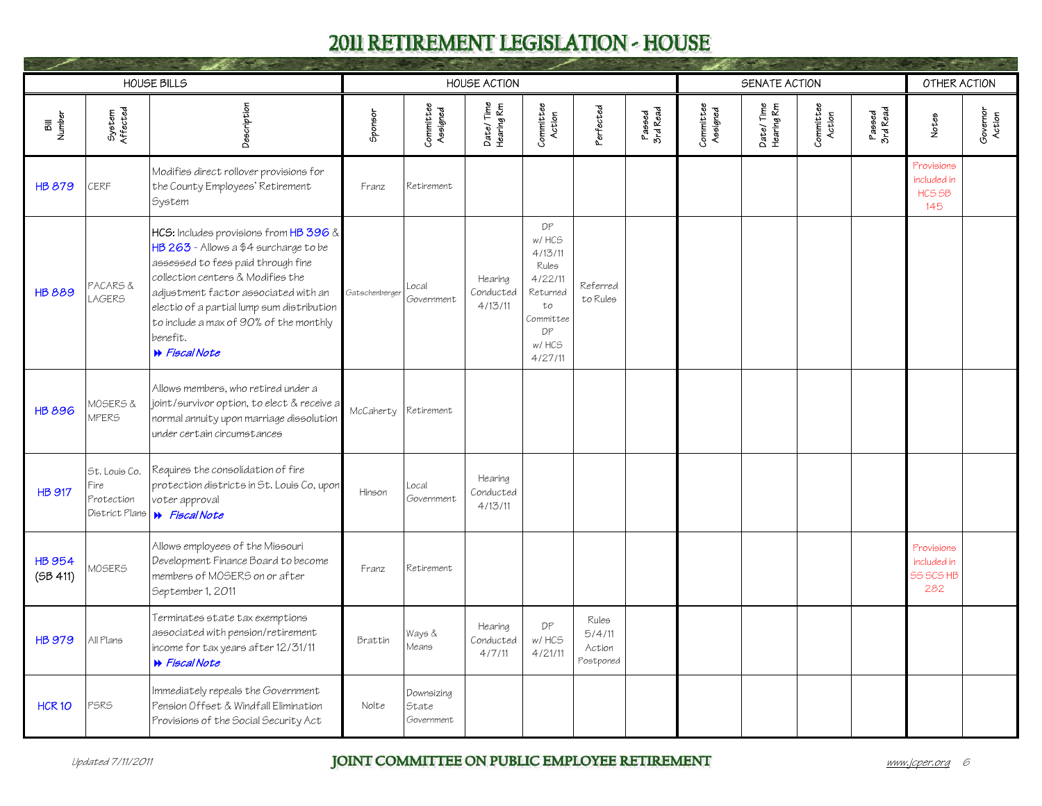# 2011 RETIREMENT LEGISLATION - HOUSE

| HOUSE BILLS | | | HOUSE ACTION | | | | | | SENATE ACTION | | | | OTHER ACTION | |
|---|---|---|---|---|---|---|---|---|---|---|---|---|---|---|
| Bill Number | System Affected | Description | Sponsor | Committee Assigned | Date/Time Hearing Rm | Committee Action | Perfected | Passed 3rd Read | Committee Assigned | Date/Time Hearing Rm | Committee Action | Passed 3rd Read | Notes | Governor Action |
| HB 879 | CERF | Modifies direct rollover provisions for the County Employees' Retirement System | Franz | Retirement | | | | | | | | | Provisions included in HCS SB 145 | |
| HB 889 | PACARS & LAGERS | HCS: Includes provisions from HB 396 & HB 263 - Allows a $4 surcharge to be assessed to fees paid through fine collection centers & Modifies the adjustment factor associated with an electio of a partial lump sum distribution to include a max of 90% of the monthly benefit. ⏩ *Fiscal Note* | Gatschenberger | Local Government | Hearing Conducted 4/13/11 | DP w/ HCS 4/13/11 Rules 4/22/11 Returned to Committee DP w/ HCS 4/27/11 | Referred to Rules | | | | | | | |
| HB 896 | MOSERS & MPERS | Allows members, who retired under a joint/survivor option, to elect & receive a normal annuity upon marriage dissolution under certain circumstances | McCaherty | Retirement | | | | | | | | | | |
| HB 917 | St. Louis Co. Fire Protection District Plans | Requires the consolidation of fire protection districts in St. Louis Co, upon voter approval ⏩ *Fiscal Note* | Hinson | Local Government | Hearing Conducted 4/13/11 | | | | | | | | | |
| HB 954 (SB 411) | MOSERS | Allows employees of the Missouri Development Finance Board to become members of MOSERS on or after September 1, 2011 | Franz | Retirement | | | | | | | | | Provisions included in SS SCS HB 282 | |
| HB 979 | All Plans | Terminates state tax exemptions associated with pension/retirement income for tax years after 12/31/11 ⏩ *Fiscal Note* | Brattin | Ways & Means | Hearing Conducted 4/7/11 | DP w/ HCS 4/21/11 | Rules 5/4/11 Action Postponed | | | | | | | |
| HCR 10 | PSRS | Immediately repeals the Government Pension Offset & Windfall Elimination Provisions of the Social Security Act | Nolte | Downsizing State Government | | | | | | | | | | |

*Updated 7/11/2011* JOINT COMMITTEE ON PUBLIC EMPLOYEE RETIREMENT www.jcper.org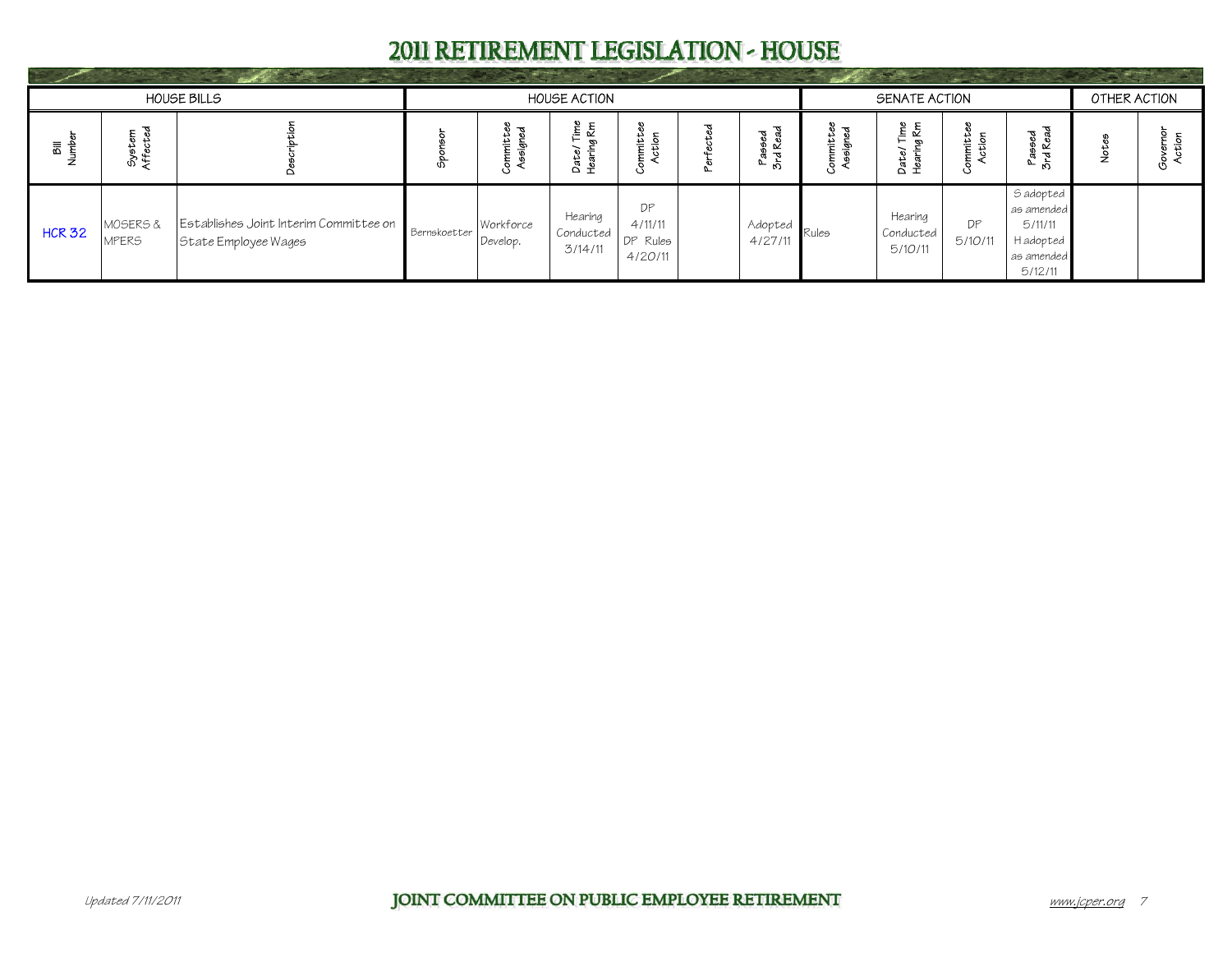# 2011 RETIREMENT LEGISLATION - HOUSE

| HOUSE BILLS | | | HOUSE ACTION | | | | | | SENATE ACTION | | | | OTHER ACTION | |
|---|---|---|---|---|---|---|---|---|---|---|---|---|---|---|
| Bill Number | System Affected | Description | Sponsor | Committee Assigned | Date/ Time Hearing Rm | Committee Action | Perfected | Passed 3rd Read | Committee Assigned | Date/ Time Hearing Rm | Committee Action | Passed 3rd Read | Notes | Governor Action |
| HCR 32 | MOSERS & MPERS | Establishes Joint Interim Committee on State Employee Wages | Bernskoetter | Workforce Develop. | Hearing Conducted 3/14/11 | DP 4/11/11 DP Rules 4/20/11 | | Adopted 4/27/11 | Rules | Hearing Conducted 5/10/11 | DP 5/10/11 | S adopted as amended 5/11/11 H adopted as amended 5/12/11 | | |

*Updated 7/11/2011*

JOINT COMMITTEE ON PUBLIC EMPLOYEE RETIREMENT

www.jcper.org